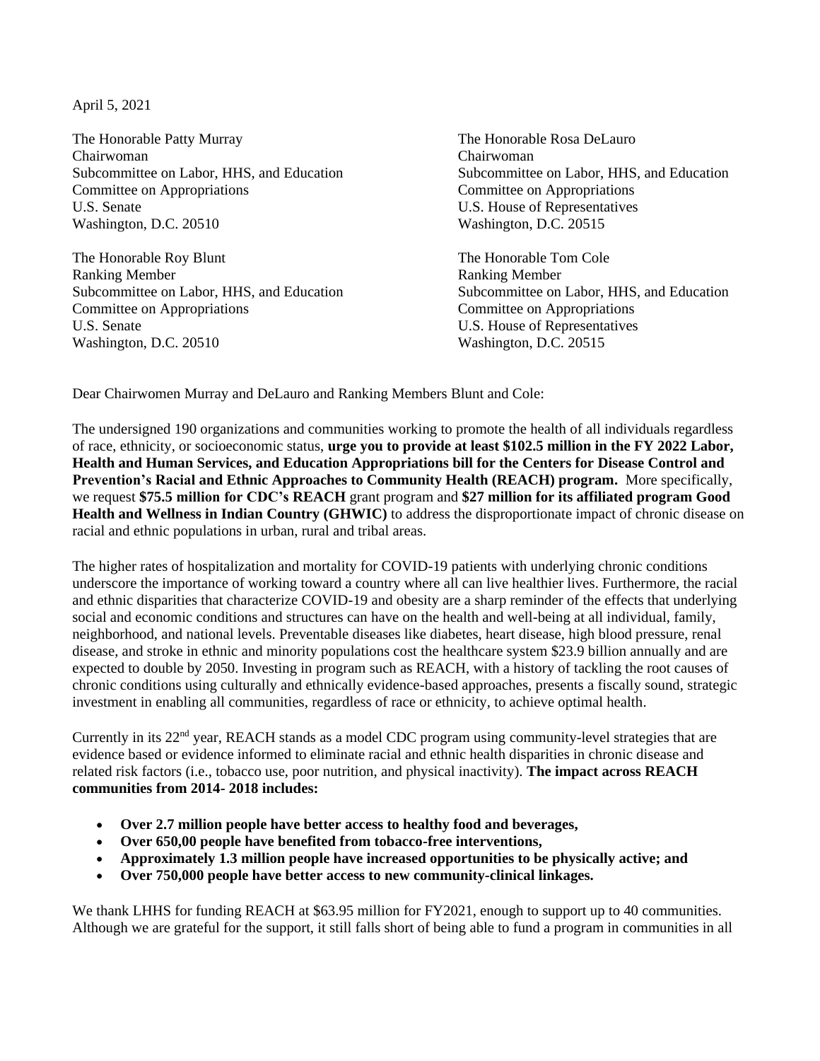April 5, 2021

The Honorable Patty Murray
Chairwoman
Subcommittee on Labor, HHS, and Education
Committee on Appropriations
U.S. Senate
Washington, D.C. 20510

The Honorable Rosa DeLauro
Chairwoman
Subcommittee on Labor, HHS, and Education
Committee on Appropriations
U.S. House of Representatives
Washington, D.C. 20515

The Honorable Roy Blunt
Ranking Member
Subcommittee on Labor, HHS, and Education
Committee on Appropriations
U.S. Senate
Washington, D.C. 20510

The Honorable Tom Cole
Ranking Member
Subcommittee on Labor, HHS, and Education
Committee on Appropriations
U.S. House of Representatives
Washington, D.C. 20515

Dear Chairwomen Murray and DeLauro and Ranking Members Blunt and Cole:

The undersigned 190 organizations and communities working to promote the health of all individuals regardless of race, ethnicity, or socioeconomic status, **urge you to provide at least $102.5 million in the FY 2022 Labor, Health and Human Services, and Education Appropriations bill for the Centers for Disease Control and Prevention's Racial and Ethnic Approaches to Community Health (REACH) program.** More specifically, we request **$75.5 million for CDC's REACH** grant program and **$27 million for its affiliated program Good Health and Wellness in Indian Country (GHWIC)** to address the disproportionate impact of chronic disease on racial and ethnic populations in urban, rural and tribal areas.

The higher rates of hospitalization and mortality for COVID-19 patients with underlying chronic conditions underscore the importance of working toward a country where all can live healthier lives. Furthermore, the racial and ethnic disparities that characterize COVID-19 and obesity are a sharp reminder of the effects that underlying social and economic conditions and structures can have on the health and well-being at all individual, family, neighborhood, and national levels. Preventable diseases like diabetes, heart disease, high blood pressure, renal disease, and stroke in ethnic and minority populations cost the healthcare system $23.9 billion annually and are expected to double by 2050. Investing in program such as REACH, with a history of tackling the root causes of chronic conditions using culturally and ethnically evidence-based approaches, presents a fiscally sound, strategic investment in enabling all communities, regardless of race or ethnicity, to achieve optimal health.

Currently in its 22nd year, REACH stands as a model CDC program using community-level strategies that are evidence based or evidence informed to eliminate racial and ethnic health disparities in chronic disease and related risk factors (i.e., tobacco use, poor nutrition, and physical inactivity). **The impact across REACH communities from 2014- 2018 includes:**

- **Over 2.7 million people have better access to healthy food and beverages,**
- **Over 650,00 people have benefited from tobacco-free interventions,**
- **Approximately 1.3 million people have increased opportunities to be physically active; and**
- **Over 750,000 people have better access to new community-clinical linkages.**

We thank LHHS for funding REACH at $63.95 million for FY2021, enough to support up to 40 communities. Although we are grateful for the support, it still falls short of being able to fund a program in communities in all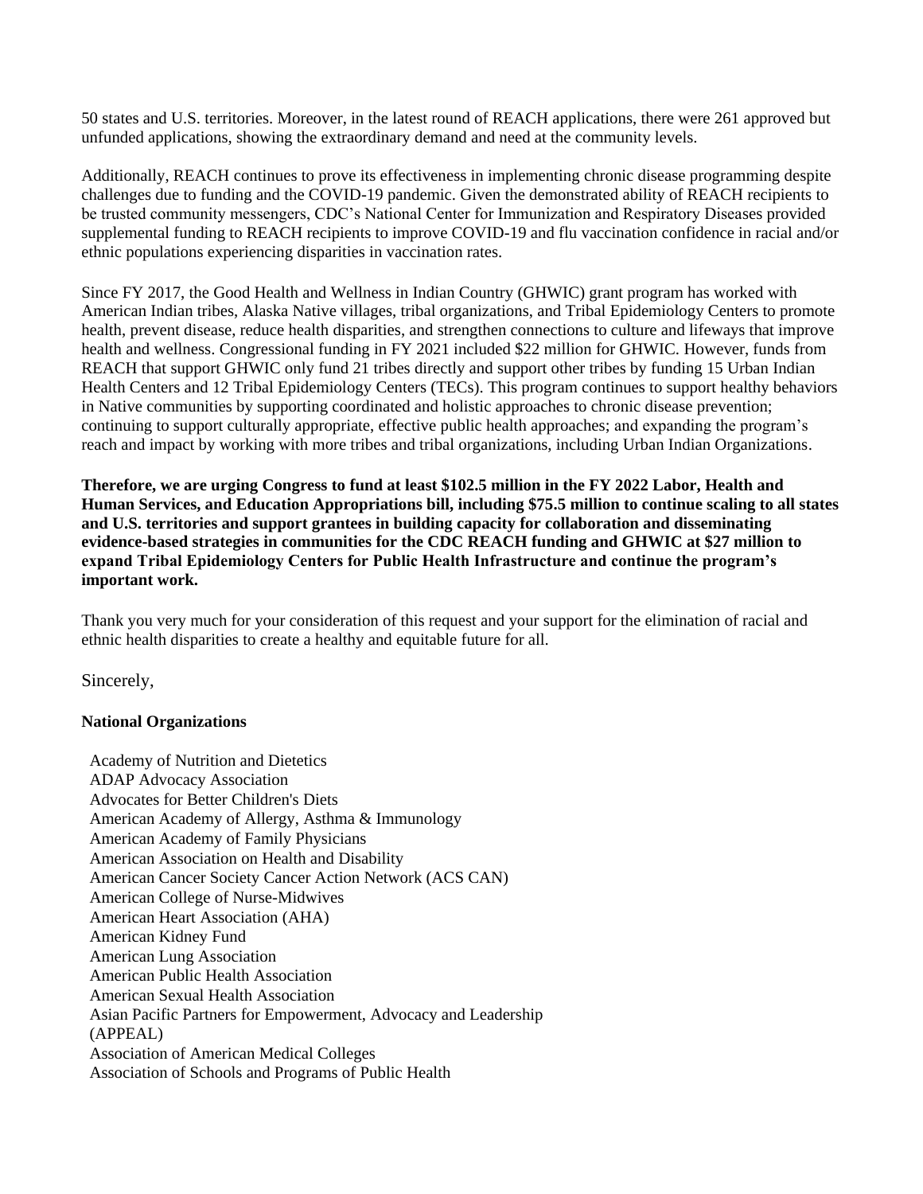50 states and U.S. territories. Moreover, in the latest round of REACH applications, there were 261 approved but unfunded applications, showing the extraordinary demand and need at the community levels.

Additionally, REACH continues to prove its effectiveness in implementing chronic disease programming despite challenges due to funding and the COVID-19 pandemic. Given the demonstrated ability of REACH recipients to be trusted community messengers, CDC's National Center for Immunization and Respiratory Diseases provided supplemental funding to REACH recipients to improve COVID-19 and flu vaccination confidence in racial and/or ethnic populations experiencing disparities in vaccination rates.

Since FY 2017, the Good Health and Wellness in Indian Country (GHWIC) grant program has worked with American Indian tribes, Alaska Native villages, tribal organizations, and Tribal Epidemiology Centers to promote health, prevent disease, reduce health disparities, and strengthen connections to culture and lifeways that improve health and wellness. Congressional funding in FY 2021 included $22 million for GHWIC. However, funds from REACH that support GHWIC only fund 21 tribes directly and support other tribes by funding 15 Urban Indian Health Centers and 12 Tribal Epidemiology Centers (TECs). This program continues to support healthy behaviors in Native communities by supporting coordinated and holistic approaches to chronic disease prevention; continuing to support culturally appropriate, effective public health approaches; and expanding the program's reach and impact by working with more tribes and tribal organizations, including Urban Indian Organizations.

**Therefore, we are urging Congress to fund at least $102.5 million in the FY 2022 Labor, Health and Human Services, and Education Appropriations bill, including $75.5 million to continue scaling to all states and U.S. territories and support grantees in building capacity for collaboration and disseminating evidence-based strategies in communities for the CDC REACH funding and GHWIC at $27 million to expand Tribal Epidemiology Centers for Public Health Infrastructure and continue the program's important work.**

Thank you very much for your consideration of this request and your support for the elimination of racial and ethnic health disparities to create a healthy and equitable future for all.

Sincerely,

**National Organizations**

Academy of Nutrition and Dietetics
ADAP Advocacy Association
Advocates for Better Children's Diets
American Academy of Allergy, Asthma & Immunology
American Academy of Family Physicians
American Association on Health and Disability
American Cancer Society Cancer Action Network (ACS CAN)
American College of Nurse-Midwives
American Heart Association (AHA)
American Kidney Fund
American Lung Association
American Public Health Association
American Sexual Health Association
Asian Pacific Partners for Empowerment, Advocacy and Leadership (APPEAL)
Association of American Medical Colleges
Association of Schools and Programs of Public Health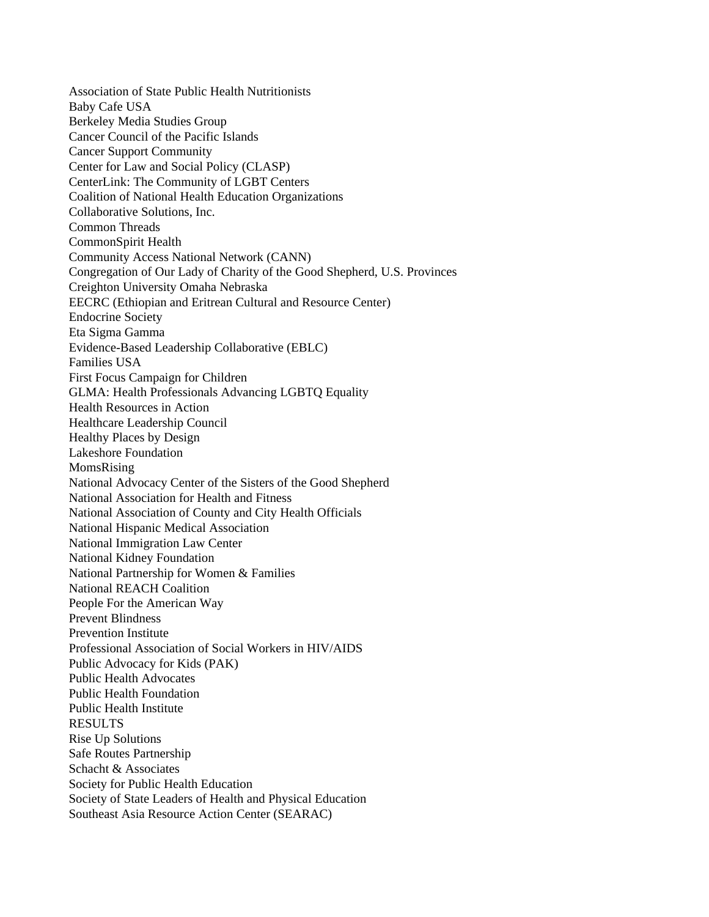Association of State Public Health Nutritionists
Baby Cafe USA
Berkeley Media Studies Group
Cancer Council of the Pacific Islands
Cancer Support Community
Center for Law and Social Policy (CLASP)
CenterLink: The Community of LGBT Centers
Coalition of National Health Education Organizations
Collaborative Solutions, Inc.
Common Threads
CommonSpirit Health
Community Access National Network (CANN)
Congregation of Our Lady of Charity of the Good Shepherd, U.S. Provinces
Creighton University Omaha Nebraska
EECRC (Ethiopian and Eritrean Cultural and Resource Center)
Endocrine Society
Eta Sigma Gamma
Evidence-Based Leadership Collaborative (EBLC)
Families USA
First Focus Campaign for Children
GLMA: Health Professionals Advancing LGBTQ Equality
Health Resources in Action
Healthcare Leadership Council
Healthy Places by Design
Lakeshore Foundation
MomsRising
National Advocacy Center of the Sisters of the Good Shepherd
National Association for Health and Fitness
National Association of County and City Health Officials
National Hispanic Medical Association
National Immigration Law Center
National Kidney Foundation
National Partnership for Women & Families
National REACH Coalition
People For the American Way
Prevent Blindness
Prevention Institute
Professional Association of Social Workers in HIV/AIDS
Public Advocacy for Kids (PAK)
Public Health Advocates
Public Health Foundation
Public Health Institute
RESULTS
Rise Up Solutions
Safe Routes Partnership
Schacht & Associates
Society for Public Health Education
Society of State Leaders of Health and Physical Education
Southeast Asia Resource Action Center (SEARAC)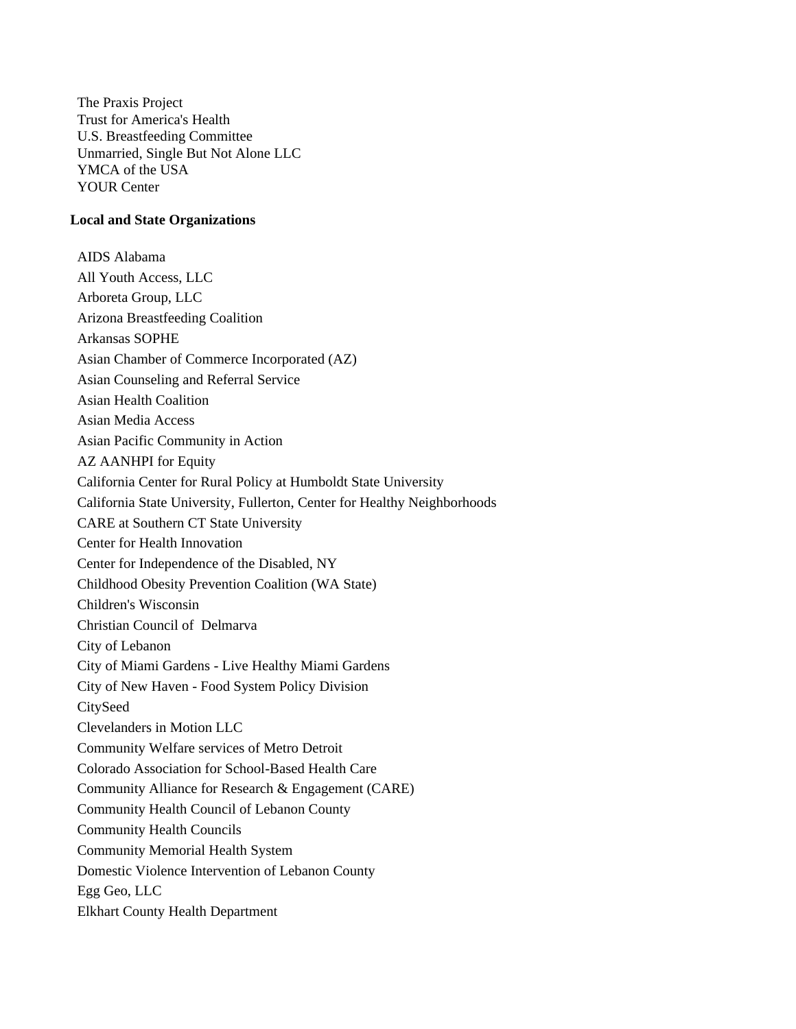The Praxis Project
Trust for America's Health
U.S. Breastfeeding Committee
Unmarried, Single But Not Alone LLC
YMCA of the USA
YOUR Center

**Local and State Organizations**

AIDS Alabama
All Youth Access, LLC
Arboreta Group, LLC
Arizona Breastfeeding Coalition
Arkansas SOPHE
Asian Chamber of Commerce Incorporated (AZ)
Asian Counseling and Referral Service
Asian Health Coalition
Asian Media Access
Asian Pacific Community in Action
AZ AANHPI for Equity
California Center for Rural Policy at Humboldt State University
California State University, Fullerton, Center for Healthy Neighborhoods
CARE at Southern CT State University
Center for Health Innovation
Center for Independence of the Disabled, NY
Childhood Obesity Prevention Coalition (WA State)
Children's Wisconsin
Christian Council of Delmarva
City of Lebanon
City of Miami Gardens - Live Healthy Miami Gardens
City of New Haven - Food System Policy Division
CitySeed
Clevelanders in Motion LLC
Community Welfare services of Metro Detroit
Colorado Association for School-Based Health Care
Community Alliance for Research & Engagement (CARE)
Community Health Council of Lebanon County
Community Health Councils
Community Memorial Health System
Domestic Violence Intervention of Lebanon County
Egg Geo, LLC
Elkhart County Health Department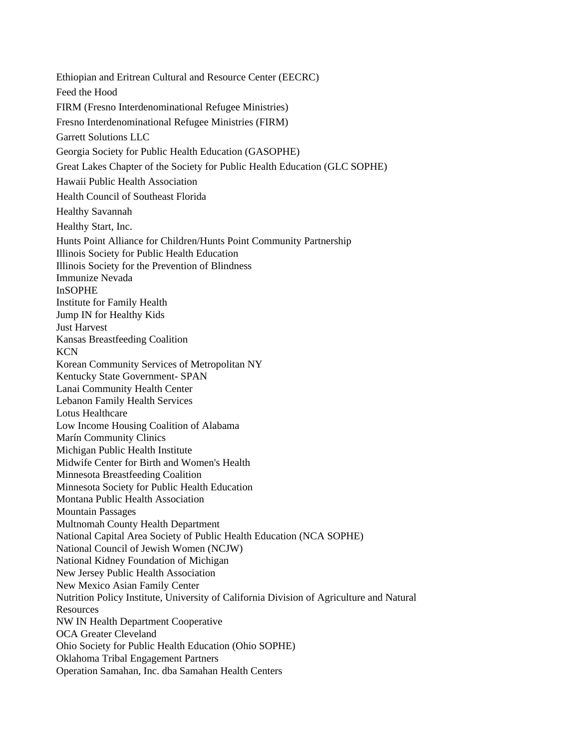Ethiopian and Eritrean Cultural and Resource Center (EECRC)

Feed the Hood

FIRM (Fresno Interdenominational Refugee Ministries)

Fresno Interdenominational Refugee Ministries (FIRM)

Garrett Solutions LLC

Georgia Society for Public Health Education (GASOPHE)

Great Lakes Chapter of the Society for Public Health Education (GLC SOPHE)

Hawaii Public Health Association

Health Council of Southeast Florida

Healthy Savannah

Healthy Start, Inc.

Hunts Point Alliance for Children/Hunts Point Community Partnership
Illinois Society for Public Health Education
Illinois Society for the Prevention of Blindness
Immunize Nevada
InSOPHE
Institute for Family Health
Jump IN for Healthy Kids
Just Harvest
Kansas Breastfeeding Coalition
KCN
Korean Community Services of Metropolitan NY
Kentucky State Government- SPAN
Lanai Community Health Center
Lebanon Family Health Services
Lotus Healthcare
Low Income Housing Coalition of Alabama
Marín Community Clinics
Michigan Public Health Institute
Midwife Center for Birth and Women's Health
Minnesota Breastfeeding Coalition
Minnesota Society for Public Health Education
Montana Public Health Association
Mountain Passages
Multnomah County Health Department
National Capital Area Society of Public Health Education (NCA SOPHE)
National Council of Jewish Women (NCJW)
National Kidney Foundation of Michigan
New Jersey Public Health Association
New Mexico Asian Family Center
Nutrition Policy Institute, University of California Division of Agriculture and Natural Resources
NW IN Health Department Cooperative
OCA Greater Cleveland
Ohio Society for Public Health Education (Ohio SOPHE)
Oklahoma Tribal Engagement Partners
Operation Samahan, Inc. dba Samahan Health Centers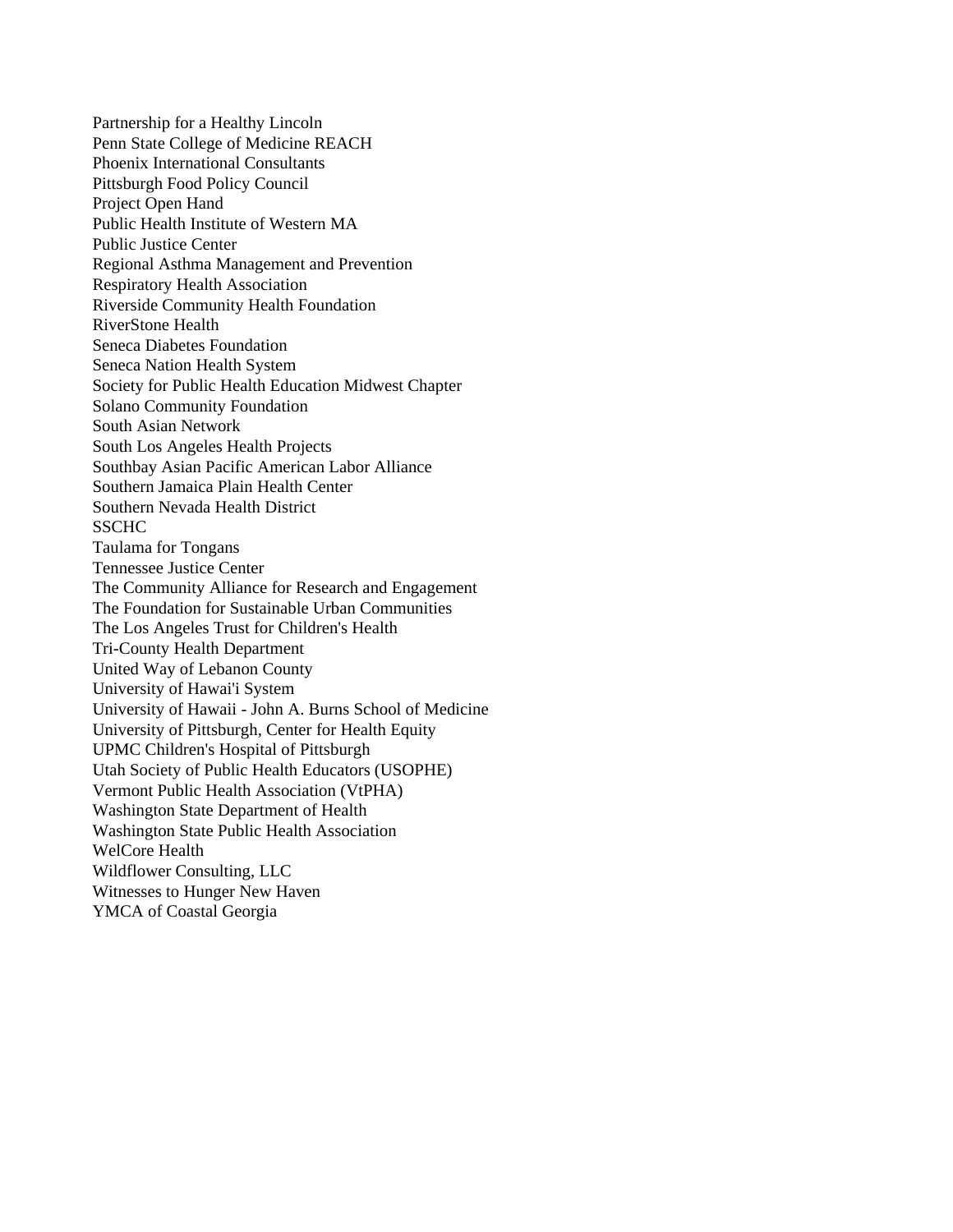Partnership for a Healthy Lincoln
Penn State College of Medicine REACH
Phoenix International Consultants
Pittsburgh Food Policy Council
Project Open Hand
Public Health Institute of Western MA
Public Justice Center
Regional Asthma Management and Prevention
Respiratory Health Association
Riverside Community Health Foundation
RiverStone Health
Seneca Diabetes Foundation
Seneca Nation Health System
Society for Public Health Education Midwest Chapter
Solano Community Foundation
South Asian Network
South Los Angeles Health Projects
Southbay Asian Pacific American Labor Alliance
Southern Jamaica Plain Health Center
Southern Nevada Health District
SSCHC
Taulama for Tongans
Tennessee Justice Center
The Community Alliance for Research and Engagement
The Foundation for Sustainable Urban Communities
The Los Angeles Trust for Children's Health
Tri-County Health Department
United Way of Lebanon County
University of Hawai'i System
University of Hawaii - John A. Burns School of Medicine
University of Pittsburgh, Center for Health Equity
UPMC Children's Hospital of Pittsburgh
Utah Society of Public Health Educators (USOPHE)
Vermont Public Health Association (VtPHA)
Washington State Department of Health
Washington State Public Health Association
WelCore Health
Wildflower Consulting, LLC
Witnesses to Hunger New Haven
YMCA of Coastal Georgia